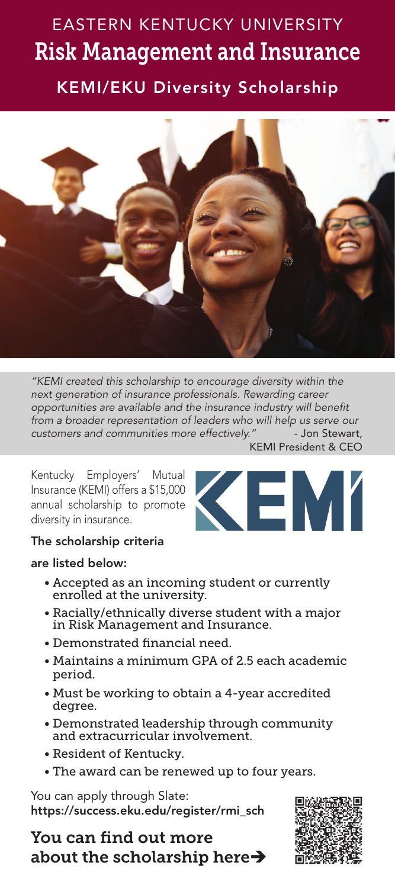# EASTERN KENTUCKY UNIVERSITY

# Risk Management and Insurance

## KEMI/EKU Diversity Scholarship

*"KEMI created this scholarship to encourage diversity within the next generation of insurance professionals. Rewarding career opportunities are available and the insurance industry will benefit from a broader representation of leaders who will help us serve our customers and communities more effectively."* - Jon Stewart, KEMI President & CEO

Kentucky Employers' Mutual Insurance (KEMI) offers a $15,000 annual scholarship to promote diversity in insurance.

KEMI

**The scholarship criteria are listed below:**

- Accepted as an incoming student or currently enrolled at the university.
- Racially/ethnically diverse student with a major in Risk Management and Insurance.
- Demonstrated financial need.
- Maintains a minimum GPA of 2.5 each academic period.
- Must be working to obtain a 4-year accredited degree.
- Demonstrated leadership through community and extracurricular involvement.
- Resident of Kentucky.
- The award can be renewed up to four years.

You can apply through Slate:
**https://success.eku.edu/register/rmi_sch**

## You can find out more about the scholarship here➔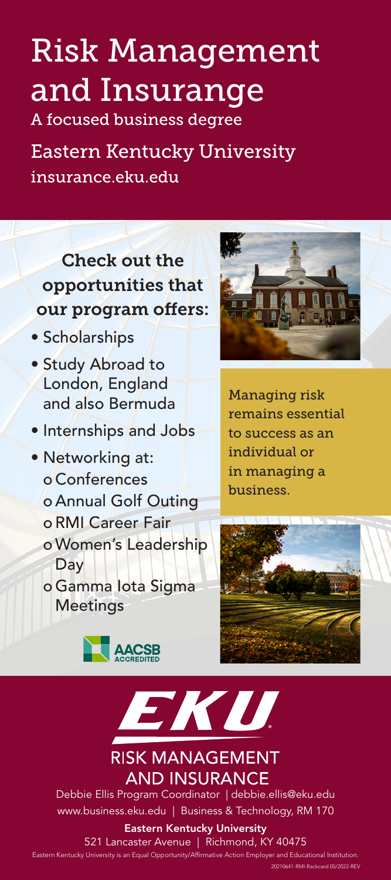# Risk Management and Insurange

A focused business degree

Eastern Kentucky University

insurance.eku.edu

## Check out the opportunities that our program offers:

- Scholarships
- Study Abroad to London, England and also Bermuda
- Internships and Jobs
- Networking at:
  - Conferences
  - Annual Golf Outing
  - RMI Career Fair
  - Women's Leadership Day
  - Gamma Iota Sigma Meetings

AACSB ACCREDITED

Managing risk remains essential to success as an individual or in managing a business.

EKU

RISK MANAGEMENT AND INSURANCE

Debbie Ellis Program Coordinator | debbie.ellis@eku.edu

www.business.eku.edu | Business & Technology, RM 170

**Eastern Kentucky University**

521 Lancaster Avenue | Richmond, KY 40475

Eastern Kentucky University is an Equal Opportunity/Affirmative Action Employer and Educational Institution.

20210641-RMI-Rackcard 05/2022-REV